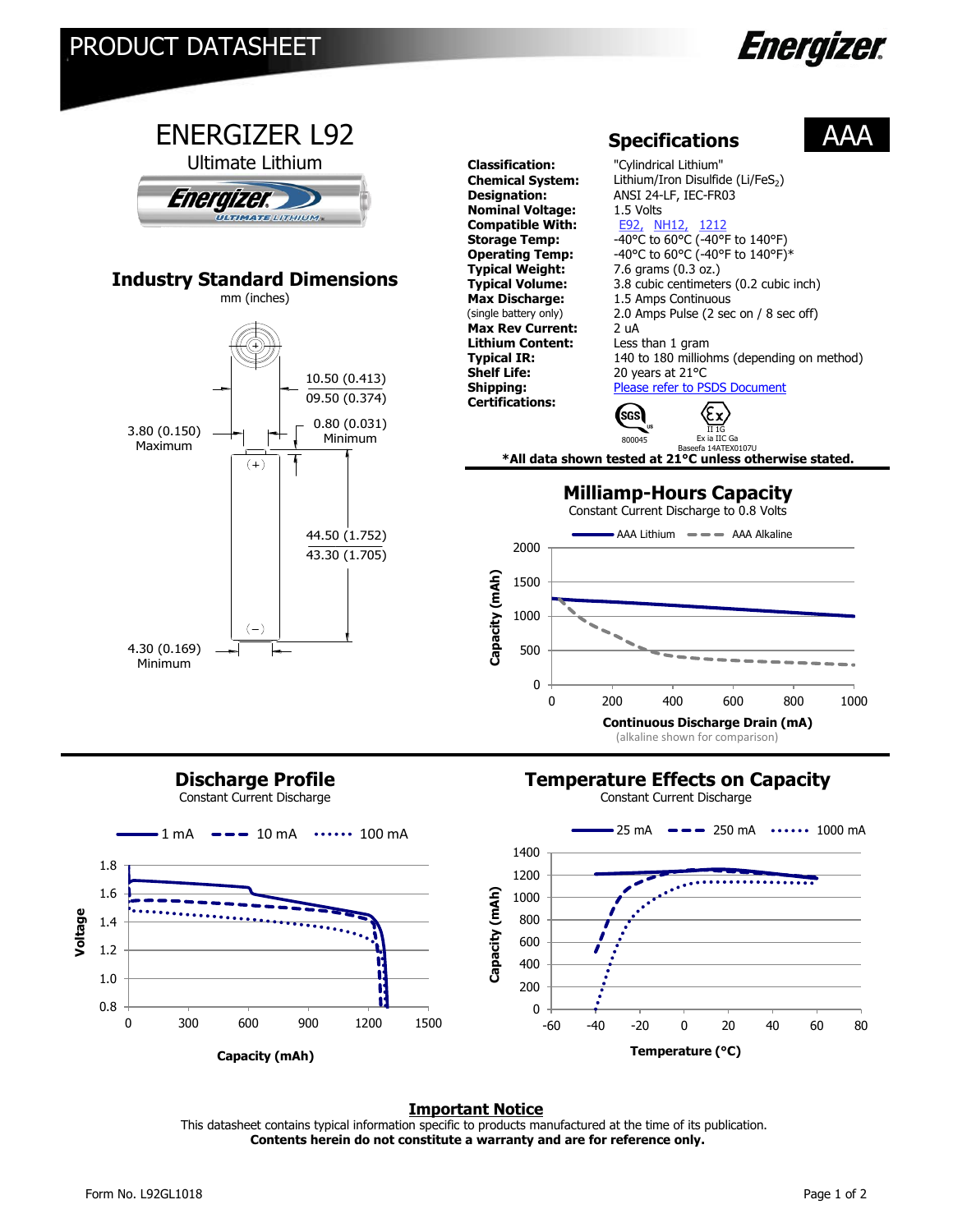# PRODUCT DATASHEET

Energizer

# ENERGIZER L92

Ultimate Lithium

## Industry Standard Dimensions

mm (inches)

10.50 (0.413)
09.50 (0.374)

3.80 (0.150) Maximum

0.80 (0.031) Minimum

44.50 (1.752)
43.30 (1.705)

4.30 (0.169) Minimum

## Specifications

AAA

| | |
|---|---|
| **Classification:** | "Cylindrical Lithium" |
| **Chemical System:** | Lithium/Iron Disulfide ($Li/FeS_2$) |
| **Designation:** | ANSI 24-LF, IEC-FR03 |
| **Nominal Voltage:** | 1.5 Volts |
| **Compatible With:** | E92, NH12, 1212 |
| **Storage Temp:** | -40°C to 60°C (-40°F to 140°F) |
| **Operating Temp:** | -40°C to 60°C (-40°F to 140°F)* |
| **Typical Weight:** | 7.6 grams (0.3 oz.) |
| **Typical Volume:** | 3.8 cubic centimeters (0.2 cubic inch) |
| **Max Discharge:** (single battery only) | 1.5 Amps Continuous<br>2.0 Amps Pulse (2 sec on / 8 sec off) |
| **Max Rev Current:** | 2 uA |
| **Lithium Content:** | Less than 1 gram |
| **Typical IR:** | 140 to 180 milliohms (depending on method) |
| **Shelf Life:** | 20 years at 21°C |
| **Shipping:** | Please refer to PSDS Document |
| **Certifications:** | SGS 800045; Ex II 1G Ex ia IIC Ga Baseefa 14ATEX0107U |

***All data shown tested at 21°C unless otherwise stated.**

## Milliamp-Hours Capacity

Constant Current Discharge to 0.8 Volts

(alkaline shown for comparison)

## Discharge Profile

Constant Current Discharge

## Temperature Effects on Capacity

Constant Current Discharge

### Important Notice

This datasheet contains typical information specific to products manufactured at the time of its publication.
**Contents herein do not constitute a warranty and are for reference only.**

Form No. L92GL1018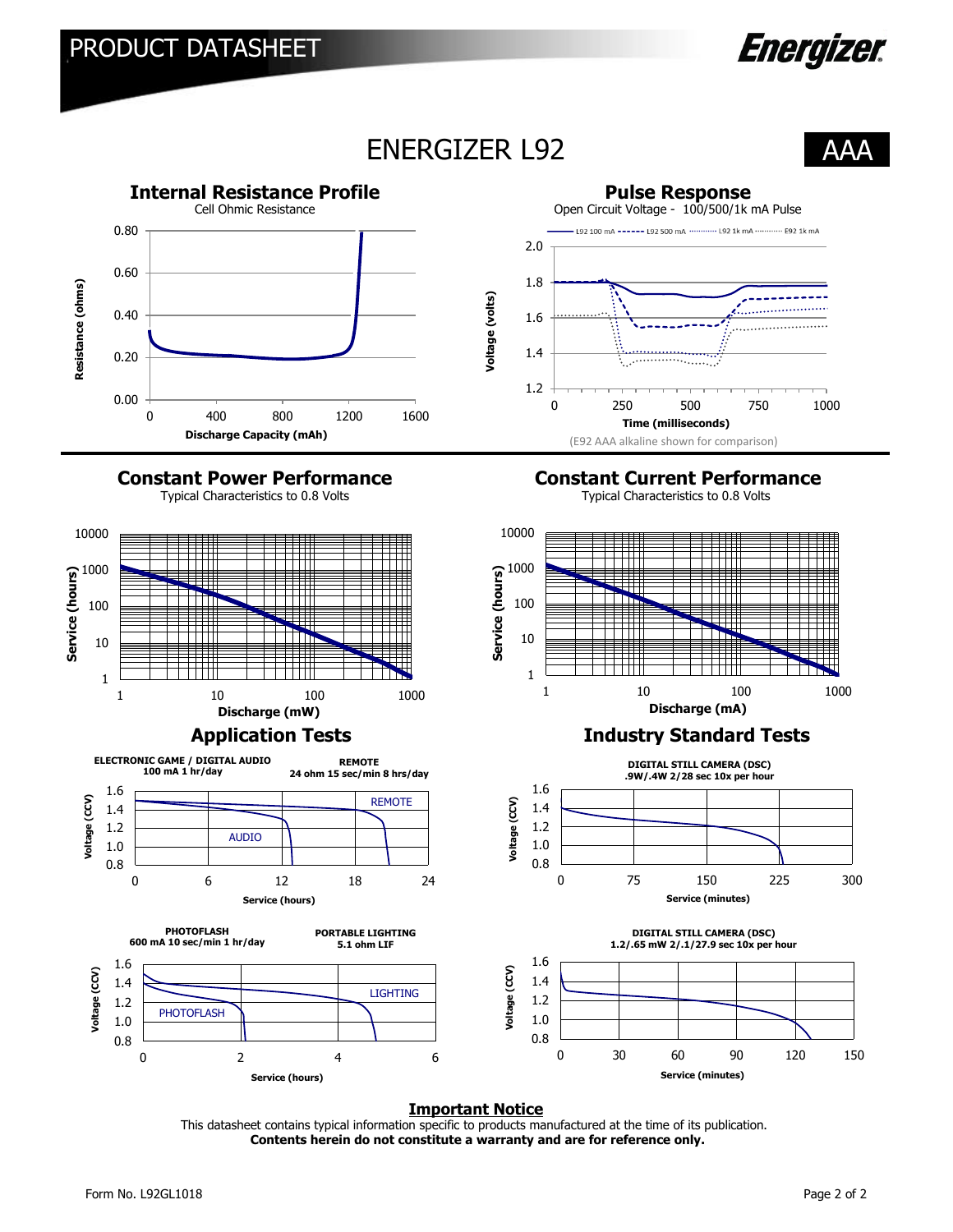PRODUCT DATASHEET

Energizer

# ENERGIZER L92

AAA

## Internal Resistance Profile

Cell Ohmic Resistance

Resistance (ohms)

0.80
0.60
0.40
0.20
0.00

0 400 800 1200 1600

Discharge Capacity (mAh)

## Pulse Response

Open Circuit Voltage - 100/500/1k mA Pulse

L92 100 mA
L92 500 mA
L92 1k mA
E92 1k mA

Voltage (volts)

2.0
1.8
1.6
1.4
1.2

0 250 500 750 1000

Time (milliseconds)

(E92 AAA alkaline shown for comparison)

## Constant Power Performance

Typical Characteristics to 0.8 Volts

Service (hours)

10000
1000
100
10
1

1 10 100 1000

Discharge (mW)

## Constant Current Performance

Typical Characteristics to 0.8 Volts

Service (hours)

10000
1000
100
10
1

1 10 100 1000

Discharge (mA)

## Application Tests

ELECTRONIC GAME / DIGITAL AUDIO
100 mA 1 hr/day

REMOTE
24 ohm 15 sec/min 8 hrs/day

Voltage (CCV)

1.6
1.4
1.2
1.0
0.8

0 6 12 18 24

Service (hours)

REMOTE
AUDIO

PHOTOFLASH
600 mA 10 sec/min 1 hr/day

PORTABLE LIGHTING
5.1 ohm LIF

Voltage (CCV)

1.6
1.4
1.2
1.0
0.8

0 2 4 6

Service (hours)

LIGHTING
PHOTOFLASH

## Industry Standard Tests

DIGITAL STILL CAMERA (DSC)
.9W/.4W 2/28 sec 10x per hour

Voltage (CCV)

1.6
1.4
1.2
1.0
0.8

0 75 150 225 300

Service (minutes)

DIGITAL STILL CAMERA (DSC)
1.2/.65 mW 2/.1/27.9 sec 10x per hour

Voltage (CCV)

1.6
1.4
1.2
1.0
0.8

0 30 60 90 120 150

Service (minutes)

## Important Notice

This datasheet contains typical information specific to products manufactured at the time of its publication.
**Contents herein do not constitute a warranty and are for reference only.**

Form No. L92GL1018